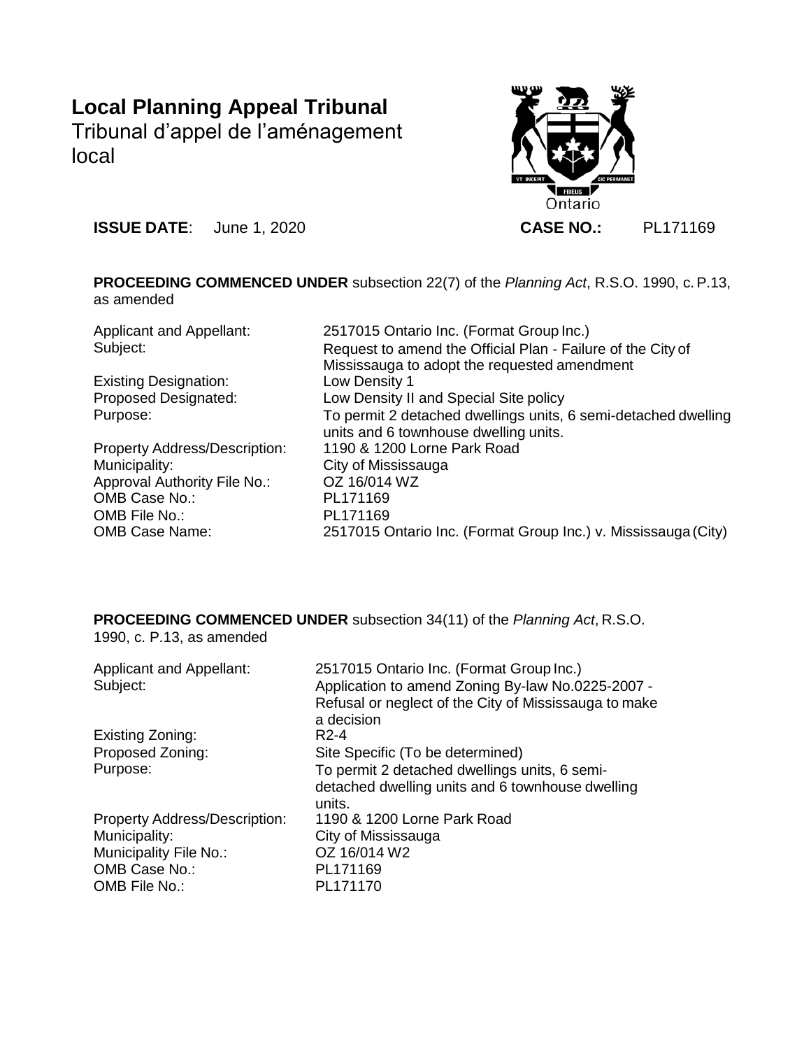# Local Planning Appeal Tribunal

Tribunal d'appel de l'aménagement local

**ISSUE DATE**: June 1, 2020 **CASE NO.:** PL171169

**PROCEEDING COMMENCED UNDER** subsection 22(7) of the *Planning Act*, R.S.O. 1990, c. P.13, as amended

| | |
|---|---|
| Applicant and Appellant: | 2517015 Ontario Inc. (Format Group Inc.) |
| Subject: | Request to amend the Official Plan - Failure of the City of Mississauga to adopt the requested amendment |
| Existing Designation: | Low Density 1 |
| Proposed Designated: | Low Density II and Special Site policy |
| Purpose: | To permit 2 detached dwellings units, 6 semi-detached dwelling units and 6 townhouse dwelling units. |
| Property Address/Description: | 1190 & 1200 Lorne Park Road |
| Municipality: | City of Mississauga |
| Approval Authority File No.: | OZ 16/014 WZ |
| OMB Case No.: | PL171169 |
| OMB File No.: | PL171169 |
| OMB Case Name: | 2517015 Ontario Inc. (Format Group Inc.) v. Mississauga (City) |

**PROCEEDING COMMENCED UNDER** subsection 34(11) of the *Planning Act*, R.S.O. 1990, c. P.13, as amended

| | |
|---|---|
| Applicant and Appellant: | 2517015 Ontario Inc. (Format Group Inc.) |
| Subject: | Application to amend Zoning By-law No.0225-2007 - Refusal or neglect of the City of Mississauga to make a decision |
| Existing Zoning: | R2-4 |
| Proposed Zoning: | Site Specific (To be determined) |
| Purpose: | To permit 2 detached dwellings units, 6 semi-detached dwelling units and 6 townhouse dwelling units. |
| Property Address/Description: | 1190 & 1200 Lorne Park Road |
| Municipality: | City of Mississauga |
| Municipality File No.: | OZ 16/014 W2 |
| OMB Case No.: | PL171169 |
| OMB File No.: | PL171170 |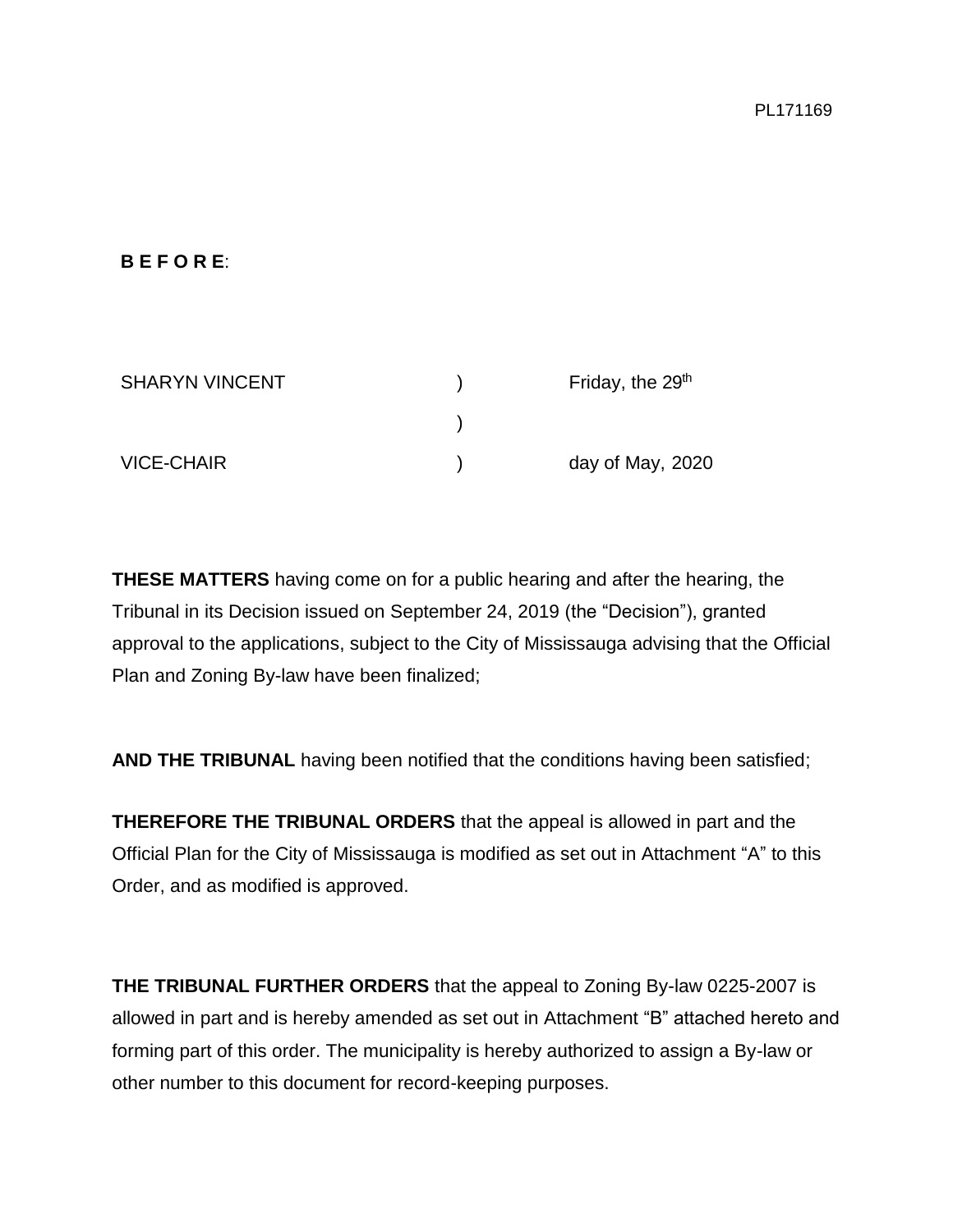PL171169

**B E F O R E**:

| | | |
|---|---|---|
| SHARYN VINCENT | ) | Friday, the 29th |
| | ) | |
| VICE-CHAIR | ) | day of May, 2020 |

**THESE MATTERS** having come on for a public hearing and after the hearing, the Tribunal in its Decision issued on September 24, 2019 (the "Decision"), granted approval to the applications, subject to the City of Mississauga advising that the Official Plan and Zoning By-law have been finalized;

**AND THE TRIBUNAL** having been notified that the conditions having been satisfied;

**THEREFORE THE TRIBUNAL ORDERS** that the appeal is allowed in part and the Official Plan for the City of Mississauga is modified as set out in Attachment "A" to this Order, and as modified is approved.

**THE TRIBUNAL FURTHER ORDERS** that the appeal to Zoning By-law 0225-2007 is allowed in part and is hereby amended as set out in Attachment "B" attached hereto and forming part of this order. The municipality is hereby authorized to assign a By-law or other number to this document for record-keeping purposes.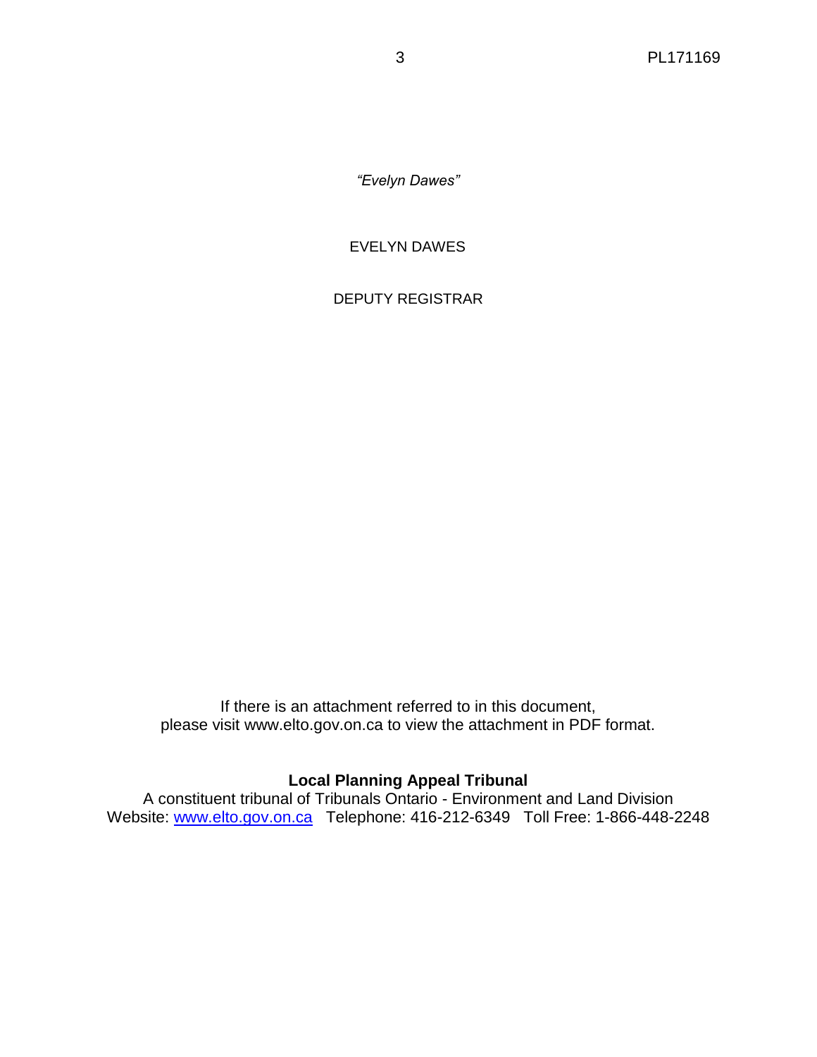*"Evelyn Dawes"*

EVELYN DAWES

DEPUTY REGISTRAR

If there is an attachment referred to in this document, please visit www.elto.gov.on.ca to view the attachment in PDF format.

**Local Planning Appeal Tribunal**

A constituent tribunal of Tribunals Ontario - Environment and Land Division
Website: www.elto.gov.on.ca Telephone: 416-212-6349 Toll Free: 1-866-448-2248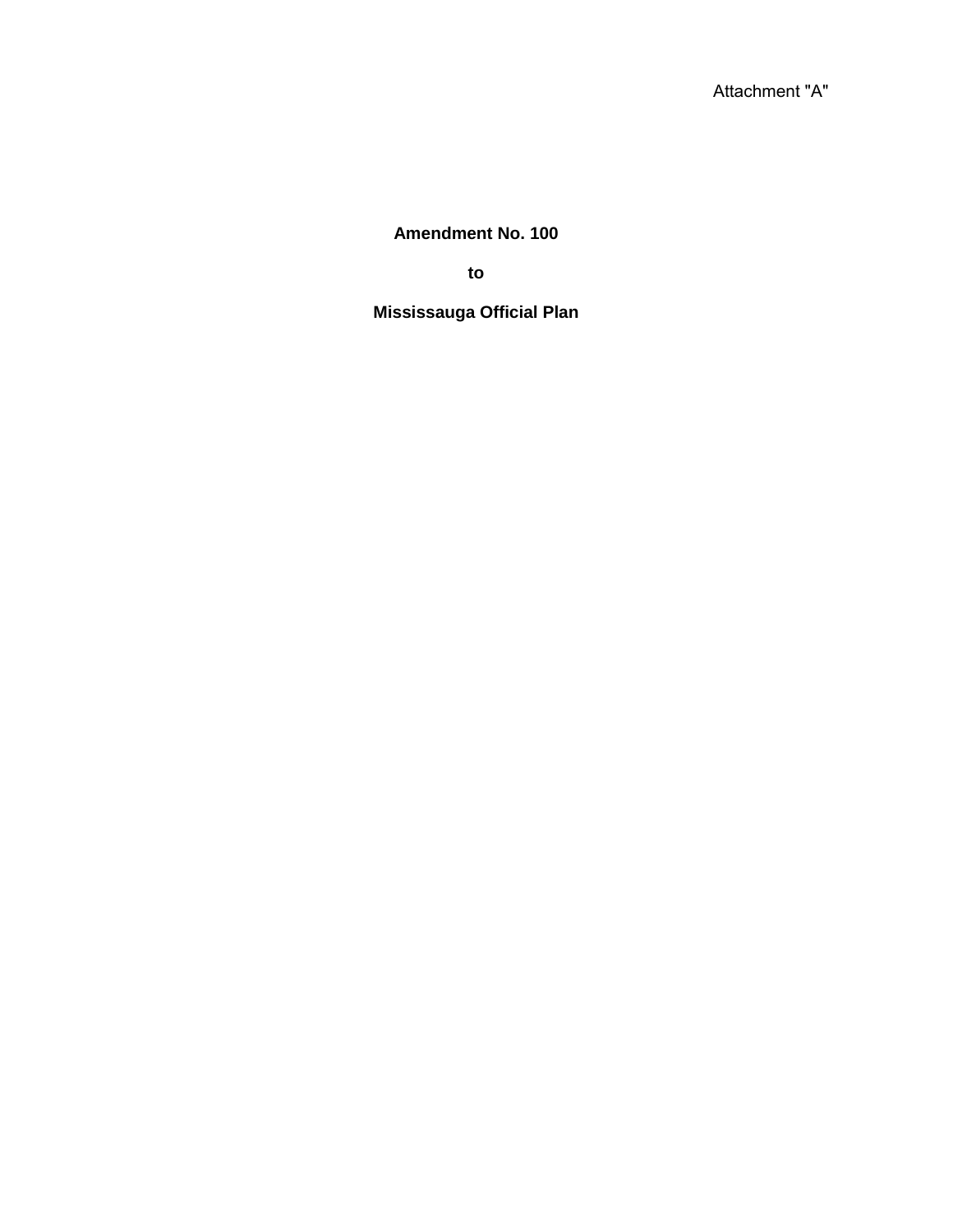Attachment "A"

**Amendment No. 100**

**to**

**Mississauga Official Plan**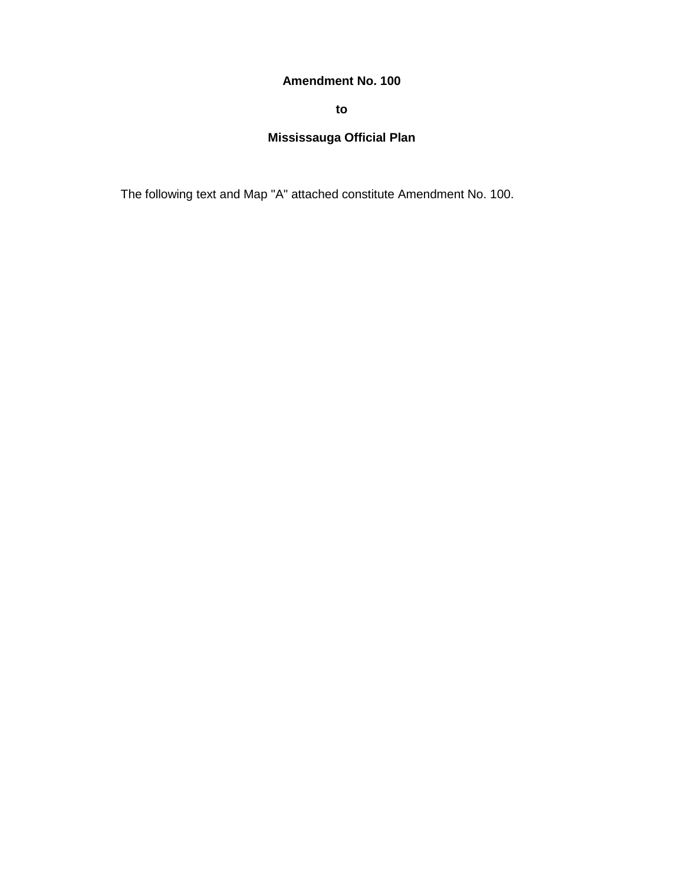**Amendment No. 100**

**to**

**Mississauga Official Plan**

The following text and Map "A" attached constitute Amendment No. 100.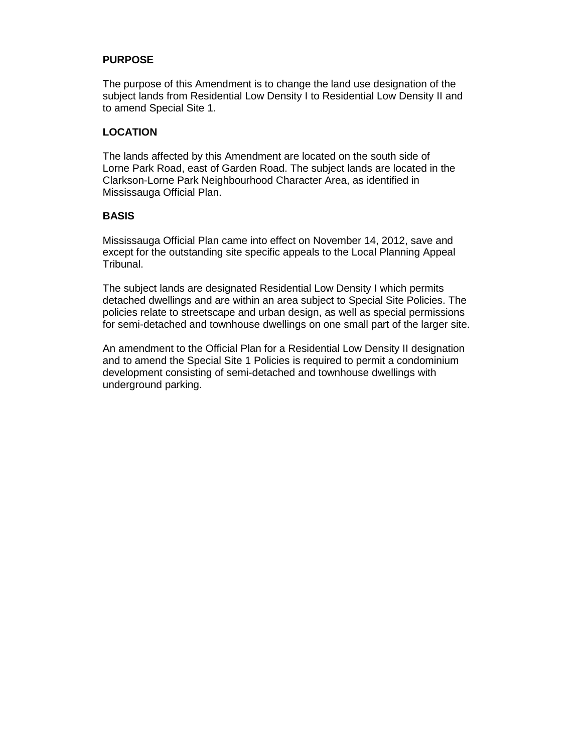**PURPOSE**

The purpose of this Amendment is to change the land use designation of the subject lands from Residential Low Density I to Residential Low Density II and to amend Special Site 1.

**LOCATION**

The lands affected by this Amendment are located on the south side of Lorne Park Road, east of Garden Road. The subject lands are located in the Clarkson-Lorne Park Neighbourhood Character Area, as identified in Mississauga Official Plan.

**BASIS**

Mississauga Official Plan came into effect on November 14, 2012, save and except for the outstanding site specific appeals to the Local Planning Appeal Tribunal.

The subject lands are designated Residential Low Density I which permits detached dwellings and are within an area subject to Special Site Policies. The policies relate to streetscape and urban design, as well as special permissions for semi-detached and townhouse dwellings on one small part of the larger site.

An amendment to the Official Plan for a Residential Low Density II designation and to amend the Special Site 1 Policies is required to permit a condominium development consisting of semi-detached and townhouse dwellings with underground parking.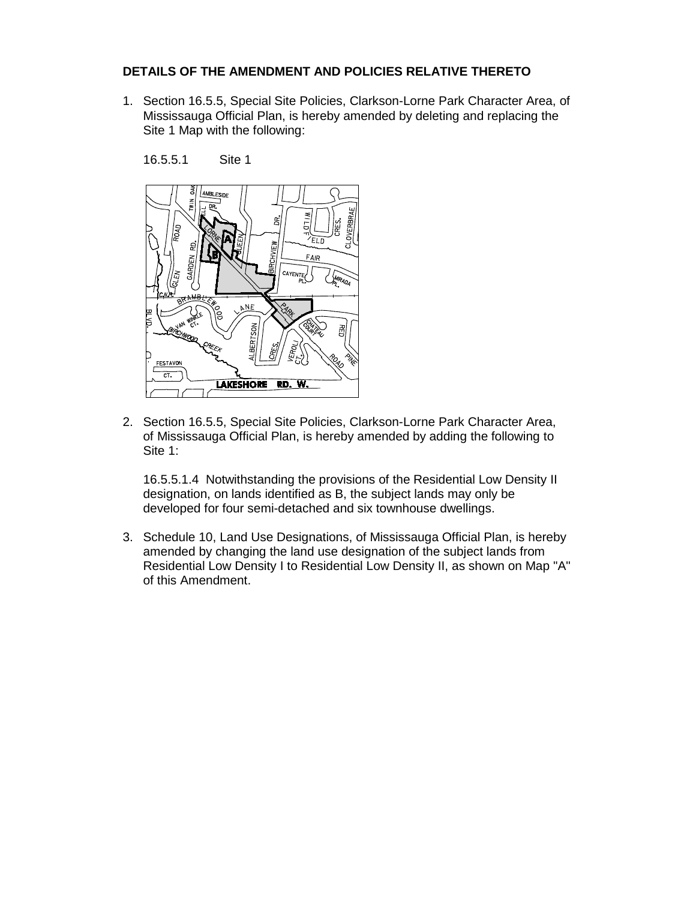**DETAILS OF THE AMENDMENT AND POLICIES RELATIVE THERETO**

1. Section 16.5.5, Special Site Policies, Clarkson-Lorne Park Character Area, of Mississauga Official Plan, is hereby amended by deleting and replacing the Site 1 Map with the following:

   16.5.5.1 Site 1

2. Section 16.5.5, Special Site Policies, Clarkson-Lorne Park Character Area, of Mississauga Official Plan, is hereby amended by adding the following to Site 1:

   16.5.5.1.4 Notwithstanding the provisions of the Residential Low Density II designation, on lands identified as B, the subject lands may only be developed for four semi-detached and six townhouse dwellings.

3. Schedule 10, Land Use Designations, of Mississauga Official Plan, is hereby amended by changing the land use designation of the subject lands from Residential Low Density I to Residential Low Density II, as shown on Map "A" of this Amendment.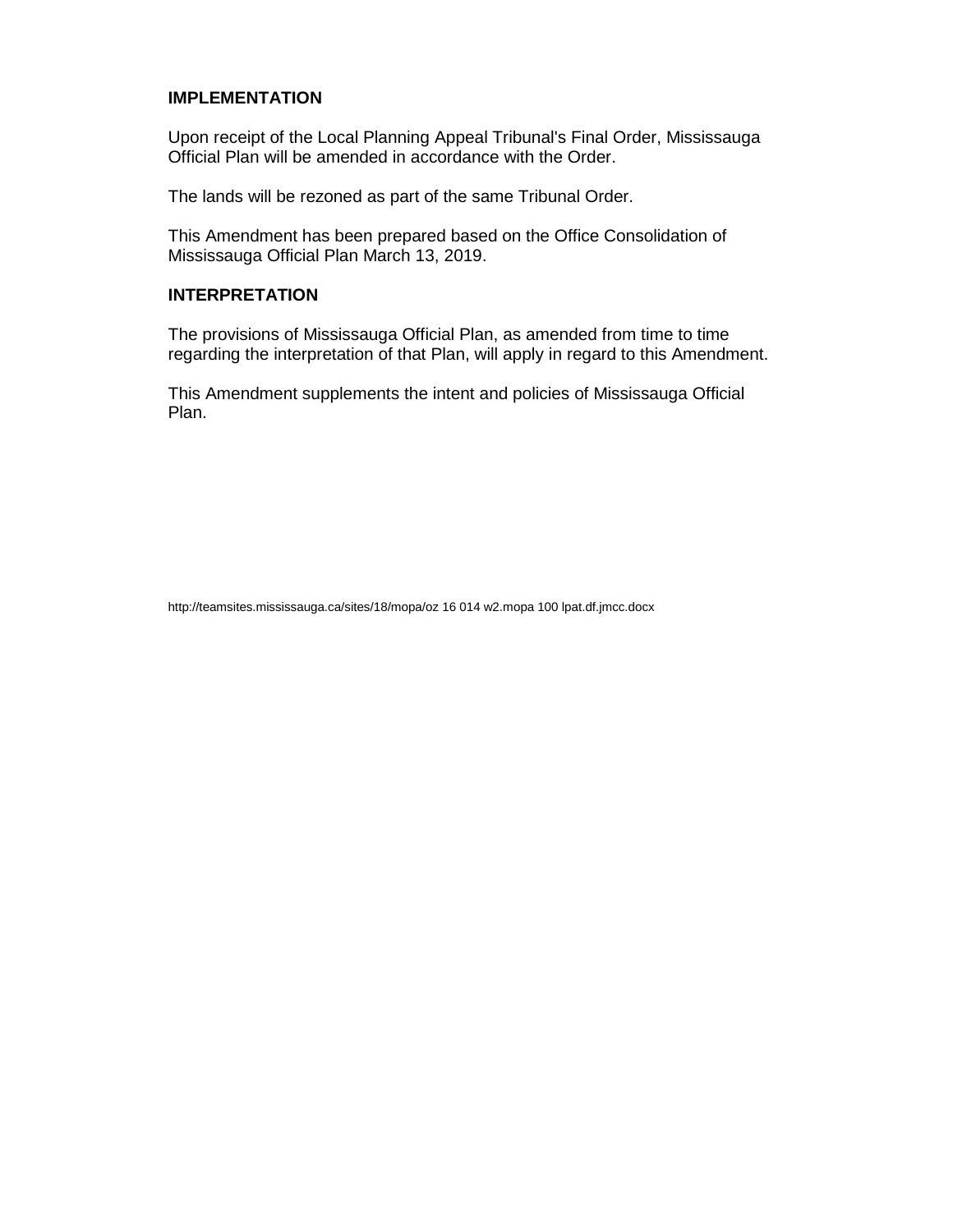**IMPLEMENTATION**

Upon receipt of the Local Planning Appeal Tribunal's Final Order, Mississauga Official Plan will be amended in accordance with the Order.

The lands will be rezoned as part of the same Tribunal Order.

This Amendment has been prepared based on the Office Consolidation of Mississauga Official Plan March 13, 2019.

**INTERPRETATION**

The provisions of Mississauga Official Plan, as amended from time to time regarding the interpretation of that Plan, will apply in regard to this Amendment.

This Amendment supplements the intent and policies of Mississauga Official Plan.

http://teamsites.mississauga.ca/sites/18/mopa/oz 16 014 w2.mopa 100 lpat.df.jmcc.docx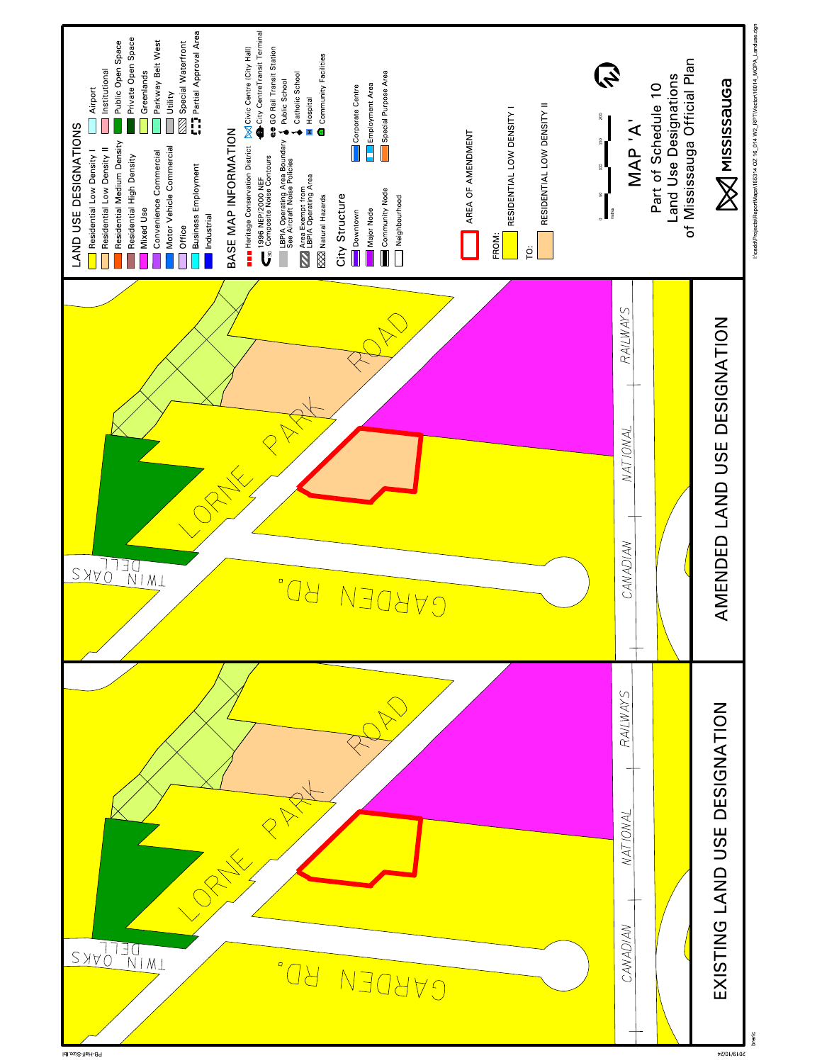## LAND USE DESIGNATIONS

- Residential Low Density I
- Residential Low Density II
- Residential Medium Density
- Residential High Density
- Mixed Use
- Convenience Commercial
- Motor Vehicle Commercial
- Office
- Business Employment
- Industrial
- Airport
- Institutional
- Public Open Space
- Private Open Space
- Greenlands
- Parkway Belt West
- Utility
- Special Waterfront
- Partial Approval Area

## BASE MAP INFORMATION

- Heritage Conservation District
- 1996 NEP/2000 NEF Composite Noise Contours
- LBPIA Operating Area Boundary See Aircraft Noise Policies
- Area Exempt from LBPIA Operating Area
- Natural Hazards
- Civic Centre (City Hall)
- City Centre Transit Terminal
- GO Rail Transit Station
- Public School
- Catholic School
- Hospital
- Community Facilities

## City Structure

- Downtown
- Major Node
- Community Node
- Neighbourhood
- Corporate Centre
- Employment Area
- Special Purpose Area

AREA OF AMENDMENT

FROM: RESIDENTIAL LOW DENSITY I

TO: RESIDENTIAL LOW DENSITY II

0 50 100 150 200 metres

# MAP 'A'

Part of Schedule 10
Land Use Designations
of Mississauga Official Plan

MISSISSAUGA

EXISTING LAND USE DESIGNATION

AMENDED LAND USE DESIGNATION

LORNE PARK ROAD
GARDEN RD.
TWIN OAKS DELL
CANADIAN NATIONAL RAILWAYS

I:\cadd\Projects\ReportMaps\18\314 OZ 16_014 W2_RPT\Vector\16014_MOPA_Landuse.dgn

brerlc 2019/10/24 PB-Half-Size.tbl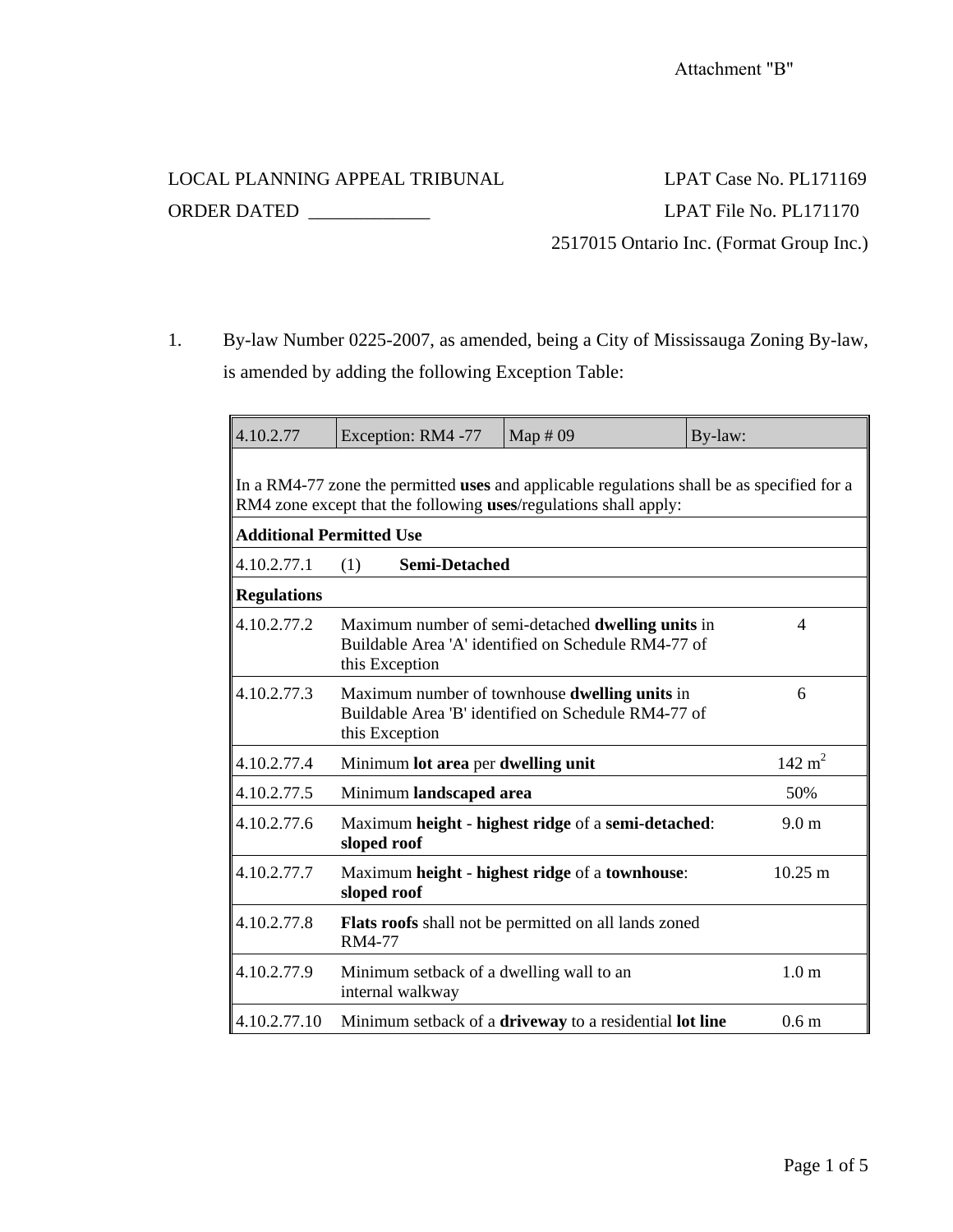Attachment "B"

LOCAL PLANNING APPEAL TRIBUNAL LPAT Case No. PL171169
ORDER DATED _____________ LPAT File No. PL171170
2517015 Ontario Inc. (Format Group Inc.)

1. By-law Number 0225-2007, as amended, being a City of Mississauga Zoning By-law, is amended by adding the following Exception Table:

| 4.10.2.77 | Exception: RM4 -77 | Map # 09 | By-law: |
|---|---|---|---|
| In a RM4-77 zone the permitted **uses** and applicable regulations shall be as specified for a RM4 zone except that the following **uses**/regulations shall apply: | | | |
| **Additional Permitted Use** | | | |
| 4.10.2.77.1 | (1) **Semi-Detached** | | |
| **Regulations** | | | |
| 4.10.2.77.2 | Maximum number of semi-detached **dwelling units** in Buildable Area 'A' identified on Schedule RM4-77 of this Exception | | 4 |
| 4.10.2.77.3 | Maximum number of townhouse **dwelling units** in Buildable Area 'B' identified on Schedule RM4-77 of this Exception | | 6 |
| 4.10.2.77.4 | Minimum **lot area** per **dwelling unit** | | 142 $m^2$ |
| 4.10.2.77.5 | Minimum **landscaped area** | | 50% |
| 4.10.2.77.6 | Maximum **height** - **highest ridge** of a **semi-detached**: **sloped roof** | | 9.0 m |
| 4.10.2.77.7 | Maximum **height** - **highest ridge** of a **townhouse**: **sloped roof** | | 10.25 m |
| 4.10.2.77.8 | **Flats roofs** shall not be permitted on all lands zoned RM4-77 | | |
| 4.10.2.77.9 | Minimum setback of a dwelling wall to an internal walkway | | 1.0 m |
| 4.10.2.77.10 | Minimum setback of a **driveway** to a residential **lot line** | | 0.6 m |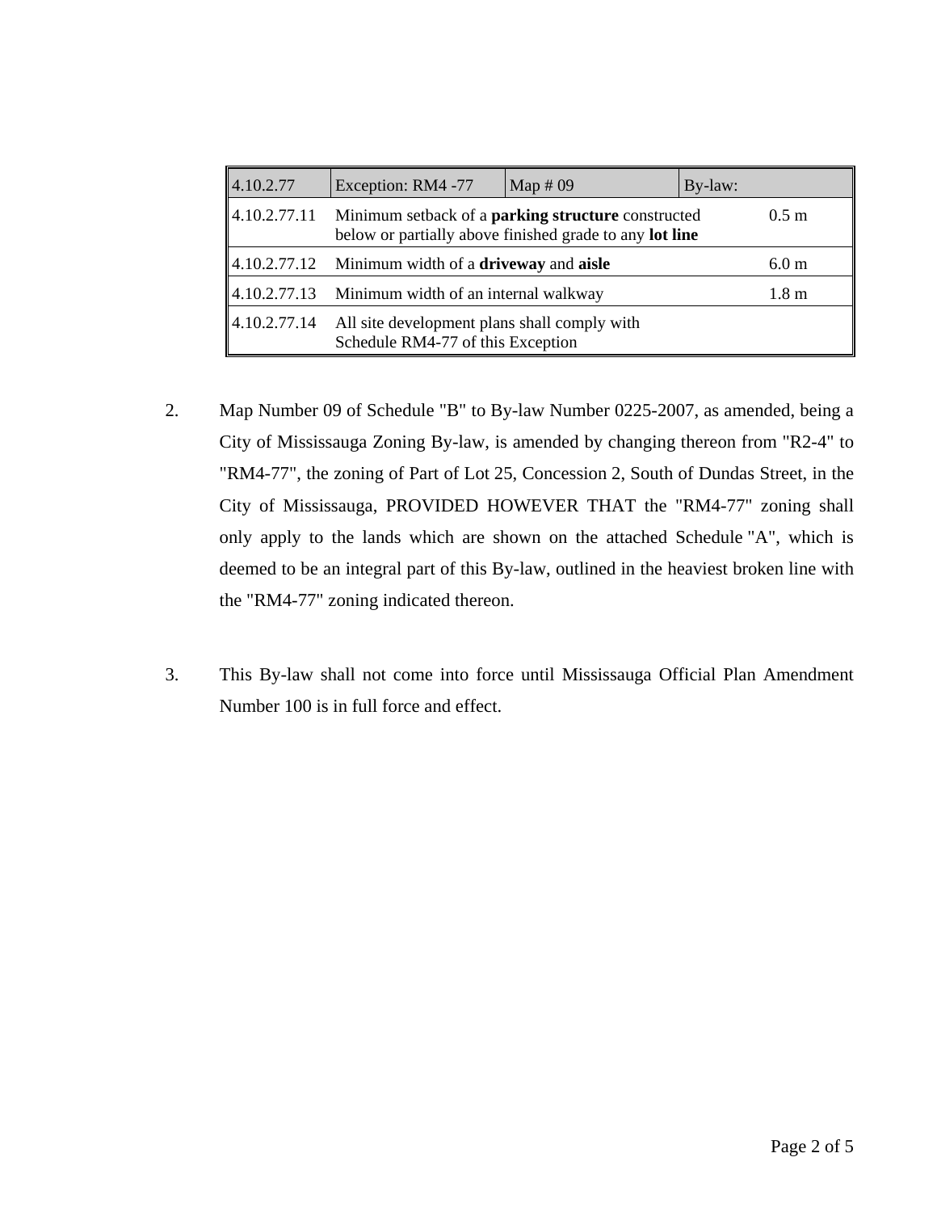| 4.10.2.77 | Exception: RM4 -77 | Map # 09 | By-law: |
| --- | --- | --- | --- |
| 4.10.2.77.11 | Minimum setback of a **parking structure** constructed below or partially above finished grade to any **lot line** | | 0.5 m |
| 4.10.2.77.12 | Minimum width of a **driveway** and **aisle** | | 6.0 m |
| 4.10.2.77.13 | Minimum width of an internal walkway | | 1.8 m |
| 4.10.2.77.14 | All site development plans shall comply with Schedule RM4-77 of this Exception | | |

2. Map Number 09 of Schedule "B" to By-law Number 0225-2007, as amended, being a City of Mississauga Zoning By-law, is amended by changing thereon from "R2-4" to "RM4-77", the zoning of Part of Lot 25, Concession 2, South of Dundas Street, in the City of Mississauga, PROVIDED HOWEVER THAT the "RM4-77" zoning shall only apply to the lands which are shown on the attached Schedule "A", which is deemed to be an integral part of this By-law, outlined in the heaviest broken line with the "RM4-77" zoning indicated thereon.

3. This By-law shall not come into force until Mississauga Official Plan Amendment Number 100 is in full force and effect.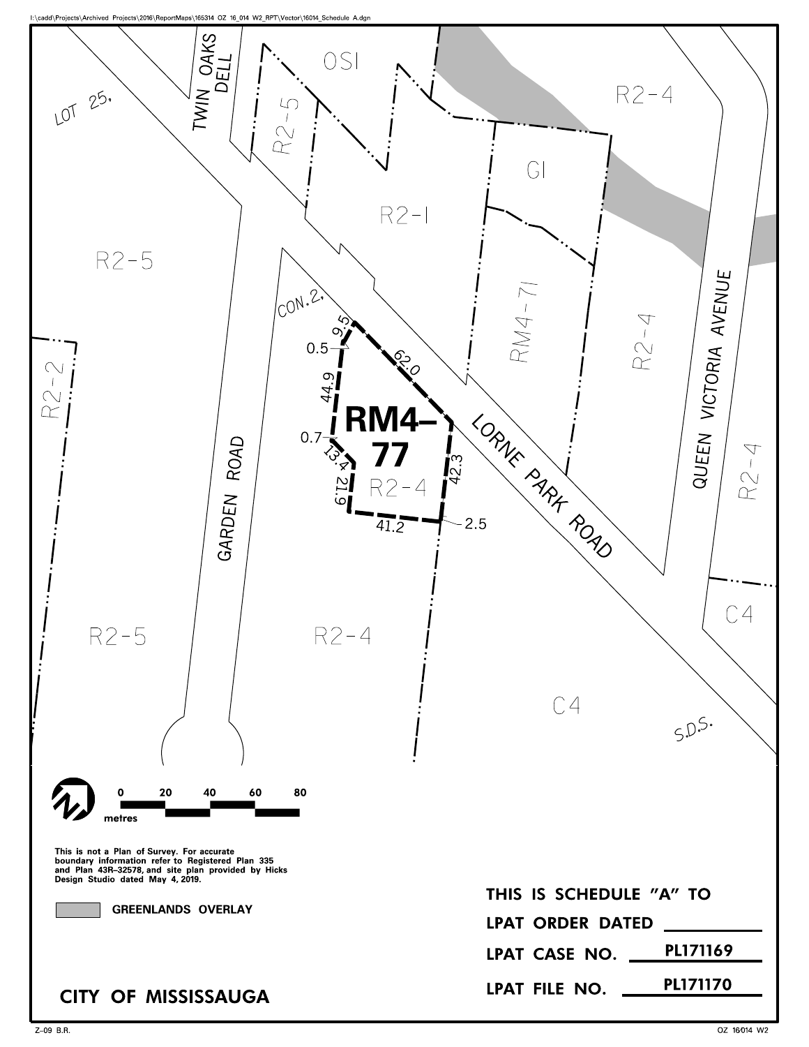I:\cadd\Projects\Archived Projects\2016\ReportMaps\165314 OZ 16_014 W2_RPT\Vector\16014_Schedule A.dgn

OSI

R2-4

TWIN OAKS DELL

LOT 25,

R2-5

GI

R2-1

R2-5

CON.2,

RM4-71

R2-4

QUEEN VICTORIA AVENUE

R2-2

9.5

0.5

62.0

44.9

**RM4-77**

0.7

13.4

21.9

R2-4

42.3

41.2

2.5

GARDEN ROAD

LORNE PARK ROAD

R2-4

C4

R2-5

R2-4

C4

S.D.S.

0 20 40 60 80

metres

**This is not a Plan of Survey. For accurate boundary information refer to Registered Plan 335 and Plan 43R-32578, and site plan provided by Hicks Design Studio dated May 4, 2019.**

**GREENLANDS OVERLAY**

**THIS IS SCHEDULE "A" TO**

**LPAT ORDER DATED** ________

**LPAT CASE NO.** PL171169

**LPAT FILE NO.** PL171170

**CITY OF MISSISSAUGA**

Z-09 B.R.

OZ 16/014 W2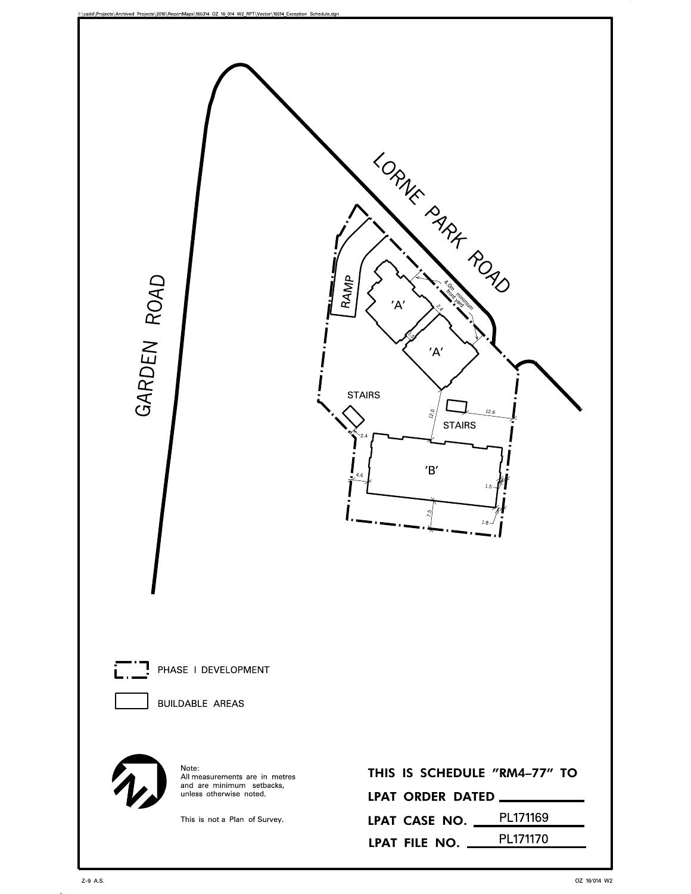I:\cadd\Projects\Archived_Projects\2016\ReportMaps\165314_OZ_16_014_W2_RPT\Vector\16014_Exception_Schedule.dgn

LORNE PARK ROAD

GARDEN ROAD

RAMP

'A'

'A'

4.0m minimum front yard

2.4

1.5

STAIRS

STAIRS

12.0

12.6

2.4

'B'

4.6

1.5

7.5

1.8

PHASE I DEVELOPMENT

BUILDABLE AREAS

Note:
All measurements are in metres and are minimum setbacks, unless otherwise noted.

This is not a Plan of Survey.

**THIS IS SCHEDULE "RM4-77" TO**

**LPAT ORDER DATED** ____________

**LPAT CASE NO.** PL171169

**LPAT FILE NO.** PL171170

Z-9 A.S.

OZ 16/014 W2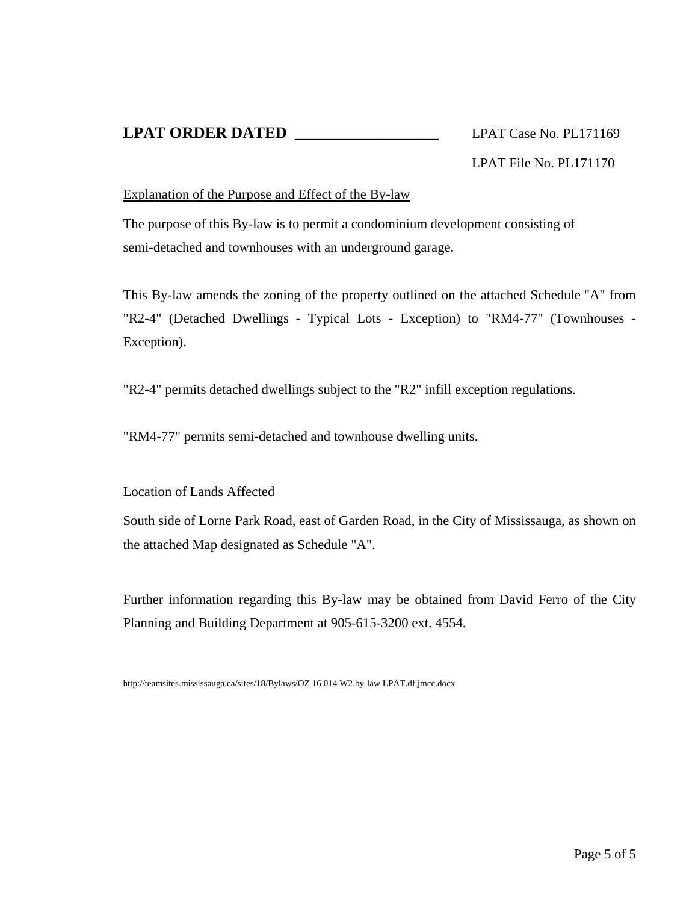**LPAT ORDER DATED ___________________** LPAT Case No. PL171169

LPAT File No. PL171170

Explanation of the Purpose and Effect of the By-law

The purpose of this By-law is to permit a condominium development consisting of semi-detached and townhouses with an underground garage.

This By-law amends the zoning of the property outlined on the attached Schedule "A" from "R2-4" (Detached Dwellings - Typical Lots - Exception) to "RM4-77" (Townhouses - Exception).

"R2-4" permits detached dwellings subject to the "R2" infill exception regulations.

"RM4-77" permits semi-detached and townhouse dwelling units.

Location of Lands Affected

South side of Lorne Park Road, east of Garden Road, in the City of Mississauga, as shown on the attached Map designated as Schedule "A".

Further information regarding this By-law may be obtained from David Ferro of the City Planning and Building Department at 905-615-3200 ext. 4554.

http://teamsites.mississauga.ca/sites/18/Bylaws/OZ 16 014 W2.by-law LPAT.df.jmcc.docx